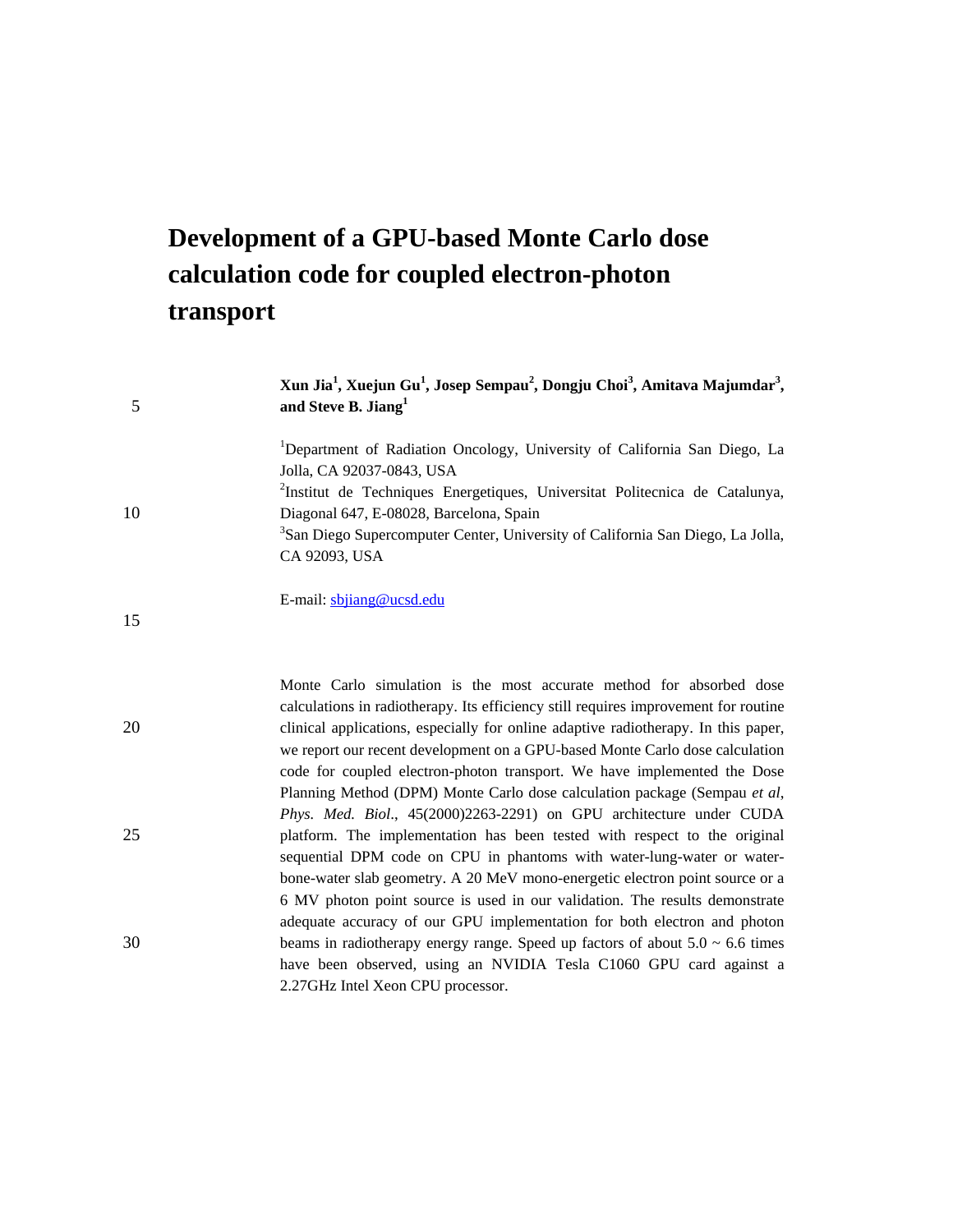# Development of a GPU-based Monte Carlo dose calculation code for coupled electron-photon transport

**Xun Jia[1], Xuejun Gu[1], Josep Sempau[2], Dongju Choi[3], Amitava Majumdar[3], and Steve B. Jiang[1]**

[1]Department of Radiation Oncology, University of California San Diego, La Jolla, CA 92037-0843, USA
[2]Institut de Techniques Energetiques, Universitat Politecnica de Catalunya, Diagonal 647, E-08028, Barcelona, Spain
[3]San Diego Supercomputer Center, University of California San Diego, La Jolla, CA 92093, USA

E-mail: sbjiang@ucsd.edu

Monte Carlo simulation is the most accurate method for absorbed dose calculations in radiotherapy. Its efficiency still requires improvement for routine clinical applications, especially for online adaptive radiotherapy. In this paper, we report our recent development on a GPU-based Monte Carlo dose calculation code for coupled electron-photon transport. We have implemented the Dose Planning Method (DPM) Monte Carlo dose calculation package (Sempau *et al*, *Phys. Med. Biol*., 45(2000)2263-2291) on GPU architecture under CUDA platform. The implementation has been tested with respect to the original sequential DPM code on CPU in phantoms with water-lung-water or water-bone-water slab geometry. A 20 MeV mono-energetic electron point source or a 6 MV photon point source is used in our validation. The results demonstrate adequate accuracy of our GPU implementation for both electron and photon beams in radiotherapy energy range. Speed up factors of about 5.0 ~ 6.6 times have been observed, using an NVIDIA Tesla C1060 GPU card against a 2.27GHz Intel Xeon CPU processor.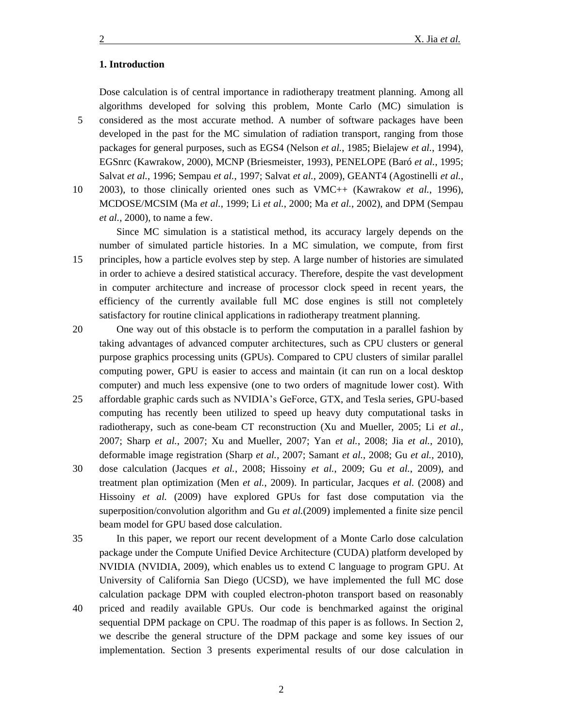## 1. Introduction

Dose calculation is of central importance in radiotherapy treatment planning. Among all algorithms developed for solving this problem, Monte Carlo (MC) simulation is considered as the most accurate method. A number of software packages have been developed in the past for the MC simulation of radiation transport, ranging from those packages for general purposes, such as EGS4 (Nelson *et al.*, 1985; Bielajew *et al.*, 1994), EGSnrc (Kawrakow, 2000), MCNP (Briesmeister, 1993), PENELOPE (Baró *et al.*, 1995; Salvat *et al.*, 1996; Sempau *et al.*, 1997; Salvat *et al.*, 2009), GEANT4 (Agostinelli *et al.*, 2003), to those clinically oriented ones such as VMC++ (Kawrakow *et al.*, 1996), MCDOSE/MCSIM (Ma *et al.*, 1999; Li *et al.*, 2000; Ma *et al.*, 2002), and DPM (Sempau *et al.*, 2000), to name a few.

Since MC simulation is a statistical method, its accuracy largely depends on the number of simulated particle histories. In a MC simulation, we compute, from first principles, how a particle evolves step by step. A large number of histories are simulated in order to achieve a desired statistical accuracy. Therefore, despite the vast development in computer architecture and increase of processor clock speed in recent years, the efficiency of the currently available full MC dose engines is still not completely satisfactory for routine clinical applications in radiotherapy treatment planning.

One way out of this obstacle is to perform the computation in a parallel fashion by taking advantages of advanced computer architectures, such as CPU clusters or general purpose graphics processing units (GPUs). Compared to CPU clusters of similar parallel computing power, GPU is easier to access and maintain (it can run on a local desktop computer) and much less expensive (one to two orders of magnitude lower cost). With affordable graphic cards such as NVIDIA's GeForce, GTX, and Tesla series, GPU-based computing has recently been utilized to speed up heavy duty computational tasks in radiotherapy, such as cone-beam CT reconstruction (Xu and Mueller, 2005; Li *et al.*, 2007; Sharp *et al.*, 2007; Xu and Mueller, 2007; Yan *et al.*, 2008; Jia *et al.*, 2010), deformable image registration (Sharp *et al.*, 2007; Samant *et al.*, 2008; Gu *et al.*, 2010), dose calculation (Jacques *et al.*, 2008; Hissoiny *et al.*, 2009; Gu *et al.*, 2009), and treatment plan optimization (Men *et al.*, 2009). In particular, Jacques *et al.* (2008) and Hissoiny *et al.* (2009) have explored GPUs for fast dose computation via the superposition/convolution algorithm and Gu *et al.*(2009) implemented a finite size pencil beam model for GPU based dose calculation.

In this paper, we report our recent development of a Monte Carlo dose calculation package under the Compute Unified Device Architecture (CUDA) platform developed by NVIDIA (NVIDIA, 2009), which enables us to extend C language to program GPU. At University of California San Diego (UCSD), we have implemented the full MC dose calculation package DPM with coupled electron-photon transport based on reasonably priced and readily available GPUs. Our code is benchmarked against the original sequential DPM package on CPU. The roadmap of this paper is as follows. In Section 2, we describe the general structure of the DPM package and some key issues of our implementation. Section 3 presents experimental results of our dose calculation in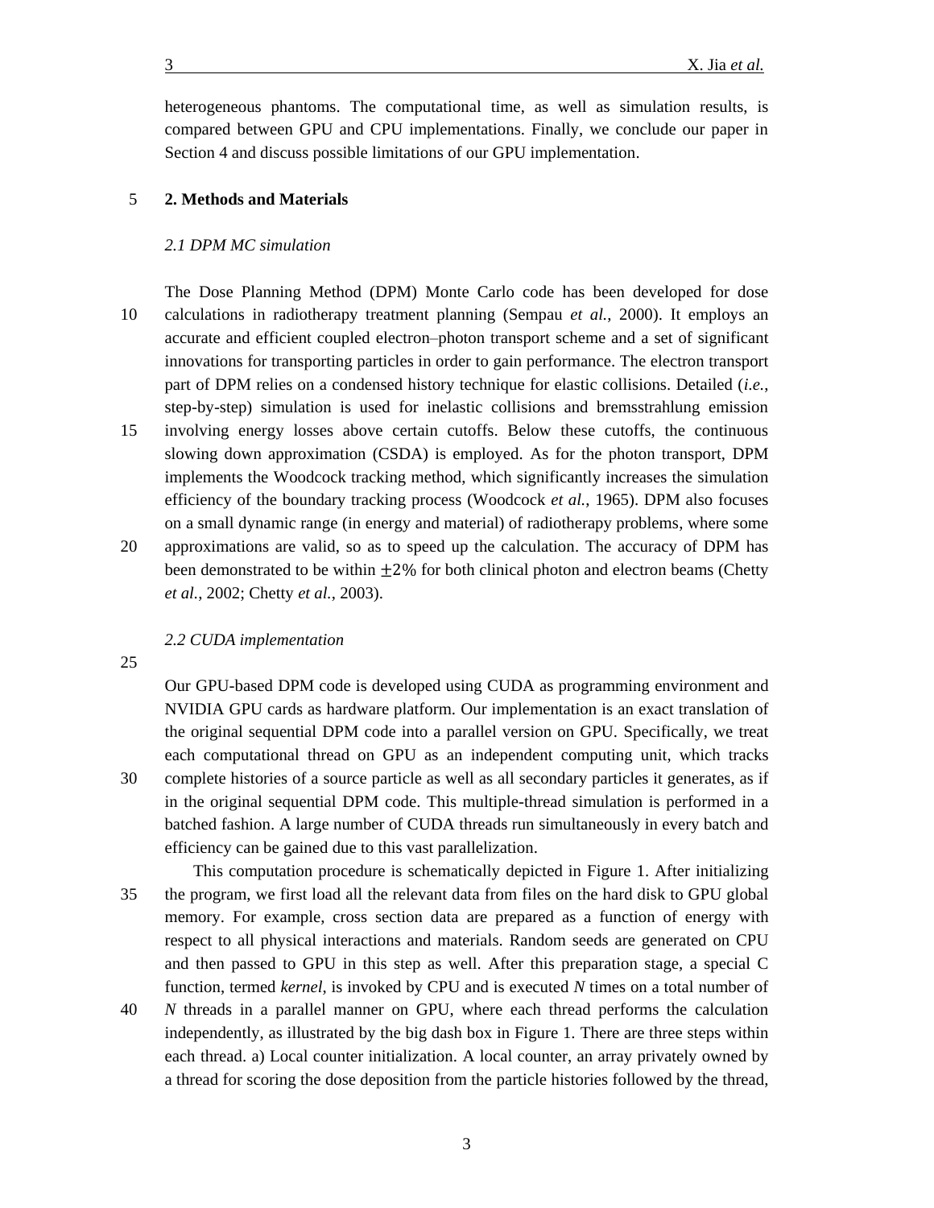heterogeneous phantoms. The computational time, as well as simulation results, is compared between GPU and CPU implementations. Finally, we conclude our paper in Section 4 and discuss possible limitations of our GPU implementation.

## 2. Methods and Materials

### *2.1 DPM MC simulation*

The Dose Planning Method (DPM) Monte Carlo code has been developed for dose calculations in radiotherapy treatment planning (Sempau *et al.*, 2000). It employs an accurate and efficient coupled electron–photon transport scheme and a set of significant innovations for transporting particles in order to gain performance. The electron transport part of DPM relies on a condensed history technique for elastic collisions. Detailed (*i.e.*, step-by-step) simulation is used for inelastic collisions and bremsstrahlung emission involving energy losses above certain cutoffs. Below these cutoffs, the continuous slowing down approximation (CSDA) is employed. As for the photon transport, DPM implements the Woodcock tracking method, which significantly increases the simulation efficiency of the boundary tracking process (Woodcock *et al.*, 1965). DPM also focuses on a small dynamic range (in energy and material) of radiotherapy problems, where some approximations are valid, so as to speed up the calculation. The accuracy of DPM has been demonstrated to be within $\pm 2\%$ for both clinical photon and electron beams (Chetty *et al.*, 2002; Chetty *et al.*, 2003).

### *2.2 CUDA implementation*

Our GPU-based DPM code is developed using CUDA as programming environment and NVIDIA GPU cards as hardware platform. Our implementation is an exact translation of the original sequential DPM code into a parallel version on GPU. Specifically, we treat each computational thread on GPU as an independent computing unit, which tracks complete histories of a source particle as well as all secondary particles it generates, as if in the original sequential DPM code. This multiple-thread simulation is performed in a batched fashion. A large number of CUDA threads run simultaneously in every batch and efficiency can be gained due to this vast parallelization.

This computation procedure is schematically depicted in Figure 1. After initializing the program, we first load all the relevant data from files on the hard disk to GPU global memory. For example, cross section data are prepared as a function of energy with respect to all physical interactions and materials. Random seeds are generated on CPU and then passed to GPU in this step as well. After this preparation stage, a special C function, termed *kernel*, is invoked by CPU and is executed *N* times on a total number of *N* threads in a parallel manner on GPU, where each thread performs the calculation independently, as illustrated by the big dash box in Figure 1. There are three steps within each thread. a) Local counter initialization. A local counter, an array privately owned by a thread for scoring the dose deposition from the particle histories followed by the thread,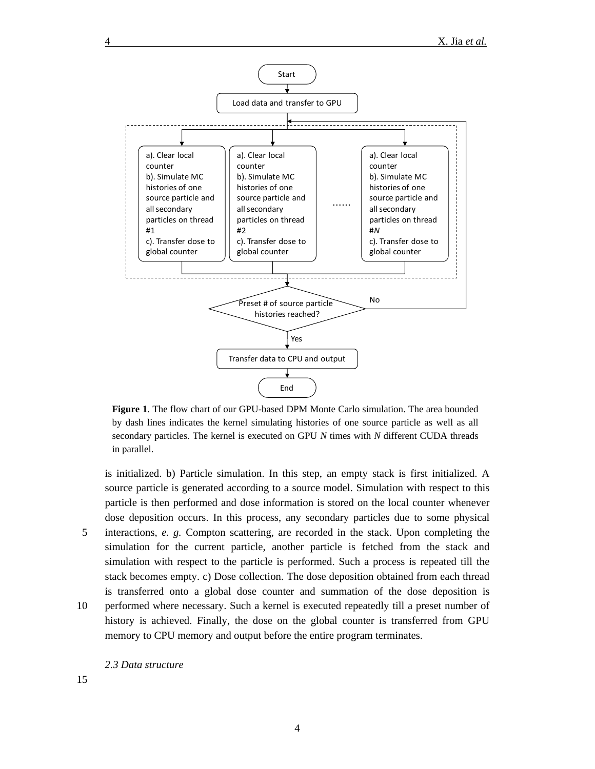Start

Load data and transfer to GPU

a). Clear local counter
b). Simulate MC histories of one source particle and all secondary particles on thread #1
c). Transfer dose to global counter

a). Clear local counter
b). Simulate MC histories of one source particle and all secondary particles on thread #2
c). Transfer dose to global counter

......

a). Clear local counter
b). Simulate MC histories of one source particle and all secondary particles on thread #*N*
c). Transfer dose to global counter

Preset # of source particle histories reached?

No

Yes

Transfer data to CPU and output

End

**Figure 1**. The flow chart of our GPU-based DPM Monte Carlo simulation. The area bounded by dash lines indicates the kernel simulating histories of one source particle as well as all secondary particles. The kernel is executed on GPU *N* times with *N* different CUDA threads in parallel.

is initialized. b) Particle simulation. In this step, an empty stack is first initialized. A source particle is generated according to a source model. Simulation with respect to this particle is then performed and dose information is stored on the local counter whenever dose deposition occurs. In this process, any secondary particles due to some physical interactions, *e. g.* Compton scattering, are recorded in the stack. Upon completing the simulation for the current particle, another particle is fetched from the stack and simulation with respect to the particle is performed. Such a process is repeated till the stack becomes empty. c) Dose collection. The dose deposition obtained from each thread is transferred onto a global dose counter and summation of the dose deposition is performed where necessary. Such a kernel is executed repeatedly till a preset number of history is achieved. Finally, the dose on the global counter is transferred from GPU memory to CPU memory and output before the entire program terminates.

### *2.3 Data structure*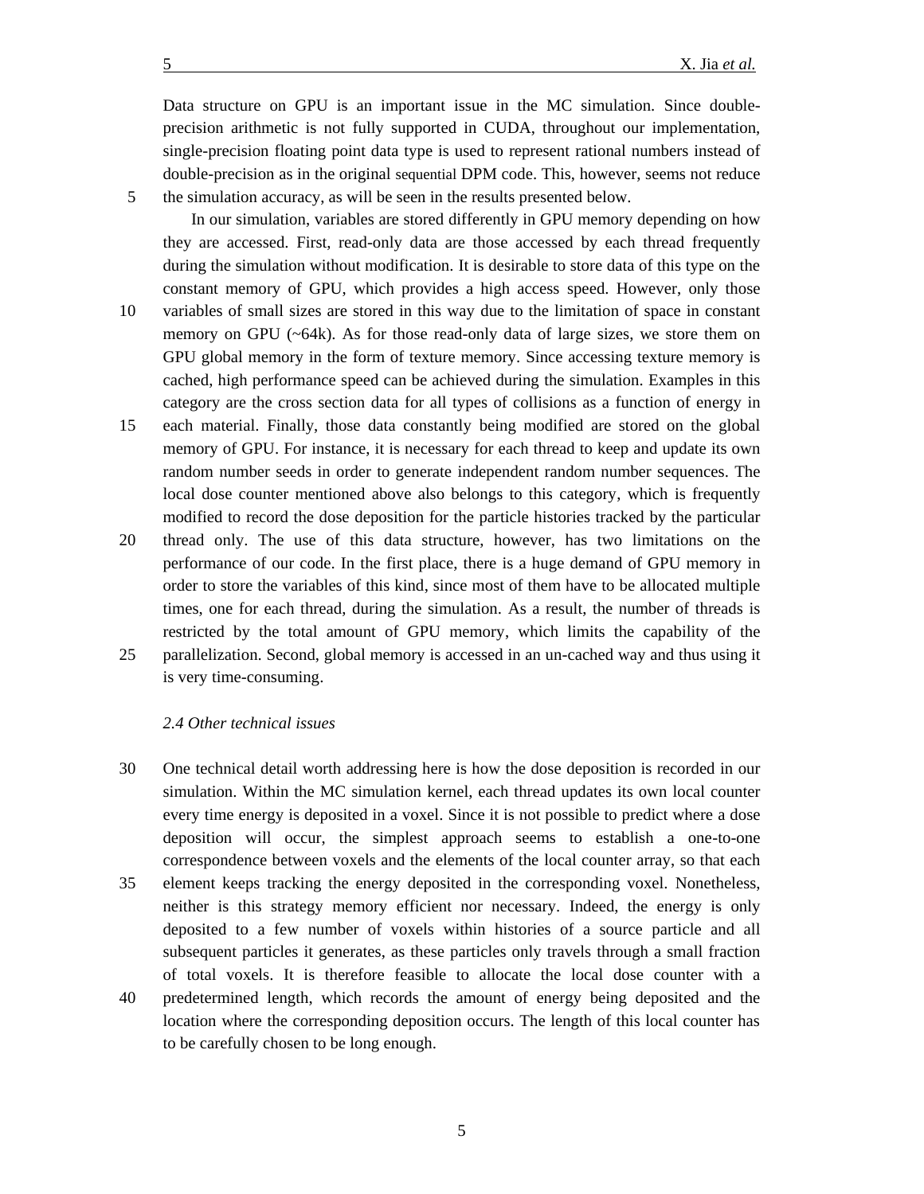Data structure on GPU is an important issue in the MC simulation. Since double-precision arithmetic is not fully supported in CUDA, throughout our implementation, single-precision floating point data type is used to represent rational numbers instead of double-precision as in the original sequential DPM code. This, however, seems not reduce the simulation accuracy, as will be seen in the results presented below.

In our simulation, variables are stored differently in GPU memory depending on how they are accessed. First, read-only data are those accessed by each thread frequently during the simulation without modification. It is desirable to store data of this type on the constant memory of GPU, which provides a high access speed. However, only those variables of small sizes are stored in this way due to the limitation of space in constant memory on GPU (~64k). As for those read-only data of large sizes, we store them on GPU global memory in the form of texture memory. Since accessing texture memory is cached, high performance speed can be achieved during the simulation. Examples in this category are the cross section data for all types of collisions as a function of energy in each material. Finally, those data constantly being modified are stored on the global memory of GPU. For instance, it is necessary for each thread to keep and update its own random number seeds in order to generate independent random number sequences. The local dose counter mentioned above also belongs to this category, which is frequently modified to record the dose deposition for the particle histories tracked by the particular thread only. The use of this data structure, however, has two limitations on the performance of our code. In the first place, there is a huge demand of GPU memory in order to store the variables of this kind, since most of them have to be allocated multiple times, one for each thread, during the simulation. As a result, the number of threads is restricted by the total amount of GPU memory, which limits the capability of the parallelization. Second, global memory is accessed in an un-cached way and thus using it is very time-consuming.

### *2.4 Other technical issues*

One technical detail worth addressing here is how the dose deposition is recorded in our simulation. Within the MC simulation kernel, each thread updates its own local counter every time energy is deposited in a voxel. Since it is not possible to predict where a dose deposition will occur, the simplest approach seems to establish a one-to-one correspondence between voxels and the elements of the local counter array, so that each element keeps tracking the energy deposited in the corresponding voxel. Nonetheless, neither is this strategy memory efficient nor necessary. Indeed, the energy is only deposited to a few number of voxels within histories of a source particle and all subsequent particles it generates, as these particles only travels through a small fraction of total voxels. It is therefore feasible to allocate the local dose counter with a predetermined length, which records the amount of energy being deposited and the location where the corresponding deposition occurs. The length of this local counter has to be carefully chosen to be long enough.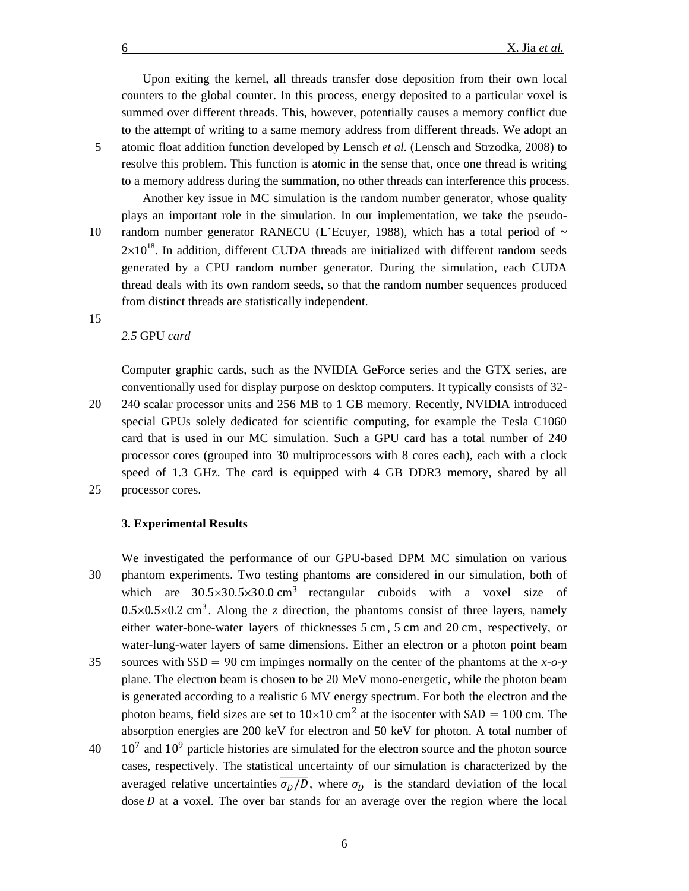Upon exiting the kernel, all threads transfer dose deposition from their own local counters to the global counter. In this process, energy deposited to a particular voxel is summed over different threads. This, however, potentially causes a memory conflict due to the attempt of writing to a same memory address from different threads. We adopt an atomic float addition function developed by Lensch *et al.* (Lensch and Strzodka, 2008) to resolve this problem. This function is atomic in the sense that, once one thread is writing to a memory address during the summation, no other threads can interference this process.

Another key issue in MC simulation is the random number generator, whose quality plays an important role in the simulation. In our implementation, we take the pseudo-random number generator RANECU (L'Ecuyer, 1988), which has a total period of ~ $2\times10^{18}$. In addition, different CUDA threads are initialized with different random seeds generated by a CPU random number generator. During the simulation, each CUDA thread deals with its own random seeds, so that the random number sequences produced from distinct threads are statistically independent.

### *2.5* GPU *card*

Computer graphic cards, such as the NVIDIA GeForce series and the GTX series, are conventionally used for display purpose on desktop computers. It typically consists of 32-240 scalar processor units and 256 MB to 1 GB memory. Recently, NVIDIA introduced special GPUs solely dedicated for scientific computing, for example the Tesla C1060 card that is used in our MC simulation. Such a GPU card has a total number of 240 processor cores (grouped into 30 multiprocessors with 8 cores each), each with a clock speed of 1.3 GHz. The card is equipped with 4 GB DDR3 memory, shared by all processor cores.

## 3. Experimental Results

We investigated the performance of our GPU-based DPM MC simulation on various phantom experiments. Two testing phantoms are considered in our simulation, both of which are $30.5\times30.5\times30.0\ \text{cm}^3$ rectangular cuboids with a voxel size of $0.5\times0.5\times0.2\ \text{cm}^3$. Along the *z* direction, the phantoms consist of three layers, namely either water-bone-water layers of thicknesses $5\ \text{cm}$, $5\ \text{cm}$ and $20\ \text{cm}$, respectively, or water-lung-water layers of same dimensions. Either an electron or a photon point beam sources with $\text{SSD} = 90\ \text{cm}$ impinges normally on the center of the phantoms at the *x-o-y* plane. The electron beam is chosen to be 20 MeV mono-energetic, while the photon beam is generated according to a realistic 6 MV energy spectrum. For both the electron and the photon beams, field sizes are set to $10\times10\ \text{cm}^2$ at the isocenter with $\text{SAD} = 100\ \text{cm}$. The absorption energies are 200 keV for electron and 50 keV for photon. A total number of $10^7$ and $10^9$ particle histories are simulated for the electron source and the photon source cases, respectively. The statistical uncertainty of our simulation is characterized by the averaged relative uncertainties $\overline{\sigma_D/D}$, where $\sigma_D$ is the standard deviation of the local dose $D$ at a voxel. The over bar stands for an average over the region where the local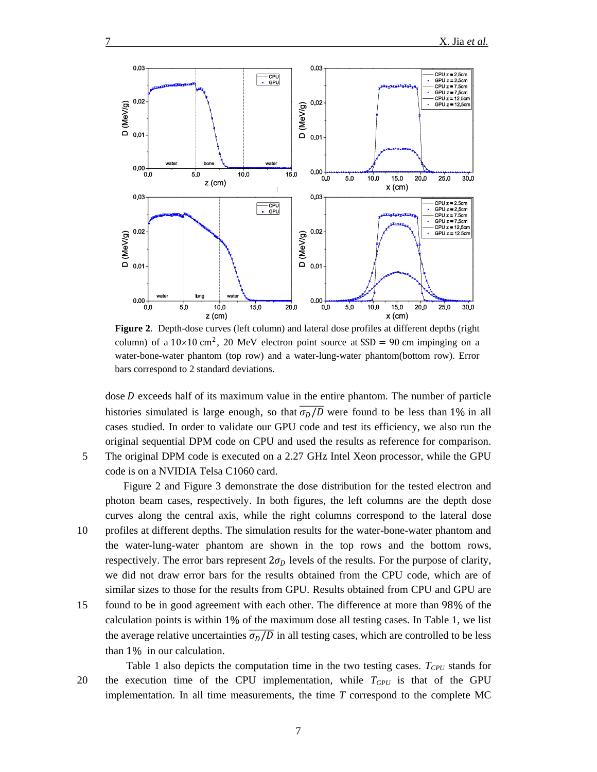**Figure 2**. Depth-dose curves (left column) and lateral dose profiles at different depths (right column) of a $10\times10$ cm$^2$, 20 MeV electron point source at SSD = 90 cm impinging on a water-bone-water phantom (top row) and a water-lung-water phantom(bottom row). Error bars correspond to 2 standard deviations.

dose $D$ exceeds half of its maximum value in the entire phantom. The number of particle histories simulated is large enough, so that $\overline{\sigma_D/D}$ were found to be less than 1% in all cases studied. In order to validate our GPU code and test its efficiency, we also run the original sequential DPM code on CPU and used the results as reference for comparison. The original DPM code is executed on a 2.27 GHz Intel Xeon processor, while the GPU code is on a NVIDIA Telsa C1060 card.

Figure 2 and Figure 3 demonstrate the dose distribution for the tested electron and photon beam cases, respectively. In both figures, the left columns are the depth dose curves along the central axis, while the right columns correspond to the lateral dose profiles at different depths. The simulation results for the water-bone-water phantom and the water-lung-water phantom are shown in the top rows and the bottom rows, respectively. The error bars represent $2\sigma_D$ levels of the results. For the purpose of clarity, we did not draw error bars for the results obtained from the CPU code, which are of similar sizes to those for the results from GPU. Results obtained from CPU and GPU are found to be in good agreement with each other. The difference at more than 98% of the calculation points is within 1% of the maximum dose all testing cases. In Table 1, we list the average relative uncertainties $\overline{\sigma_D/D}$ in all testing cases, which are controlled to be less than 1% in our calculation.

Table 1 also depicts the computation time in the two testing cases. $T_{CPU}$ stands for the execution time of the CPU implementation, while $T_{GPU}$ is that of the GPU implementation. In all time measurements, the time $T$ correspond to the complete MC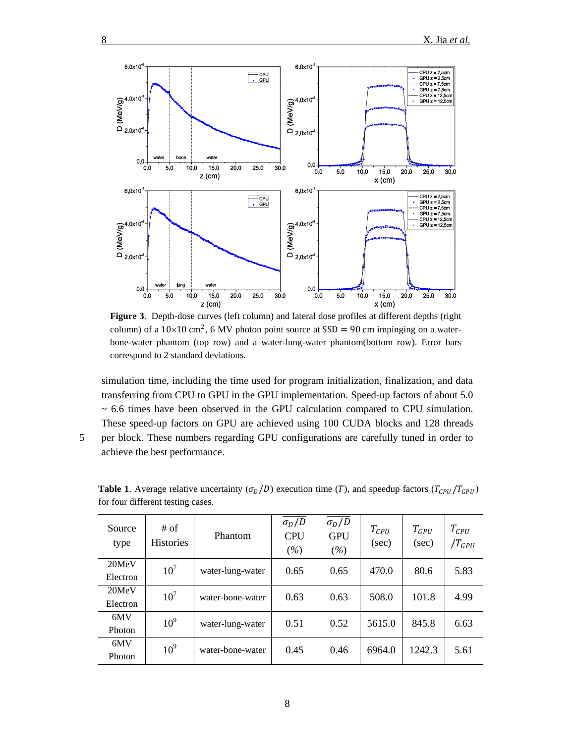**Figure 3**. Depth-dose curves (left column) and lateral dose profiles at different depths (right column) of a $10\times10\ \text{cm}^2$, 6 MV photon point source at SSD $= 90$ cm impinging on a water-bone-water phantom (top row) and a water-lung-water phantom(bottom row). Error bars correspond to 2 standard deviations.

simulation time, including the time used for program initialization, finalization, and data transferring from CPU to GPU in the GPU implementation. Speed-up factors of about 5.0 ~ 6.6 times have been observed in the GPU calculation compared to CPU simulation. These speed-up factors on GPU are achieved using 100 CUDA blocks and 128 threads per block. These numbers regarding GPU configurations are carefully tuned in order to achieve the best performance.

**Table 1**. Average relative uncertainty ($\sigma_D/D$) execution time ($T$), and speedup factors ($T_{CPU}/T_{GPU}$) for four different testing cases.

| Source type | # of Histories | Phantom | $\overline{\sigma_D/D}$ CPU (%) | $\overline{\sigma_D/D}$ GPU (%) | $T_{CPU}$ (sec) | $T_{GPU}$ (sec) | $T_{CPU}/T_{GPU}$ |
|---|---|---|---|---|---|---|---|
| 20MeV Electron | $10^7$ | water-lung-water | 0.65 | 0.65 | 470.0 | 80.6 | 5.83 |
| 20MeV Electron | $10^7$ | water-bone-water | 0.63 | 0.63 | 508.0 | 101.8 | 4.99 |
| 6MV Photon | $10^9$ | water-lung-water | 0.51 | 0.52 | 5615.0 | 845.8 | 6.63 |
| 6MV Photon | $10^9$ | water-bone-water | 0.45 | 0.46 | 6964.0 | 1242.3 | 5.61 |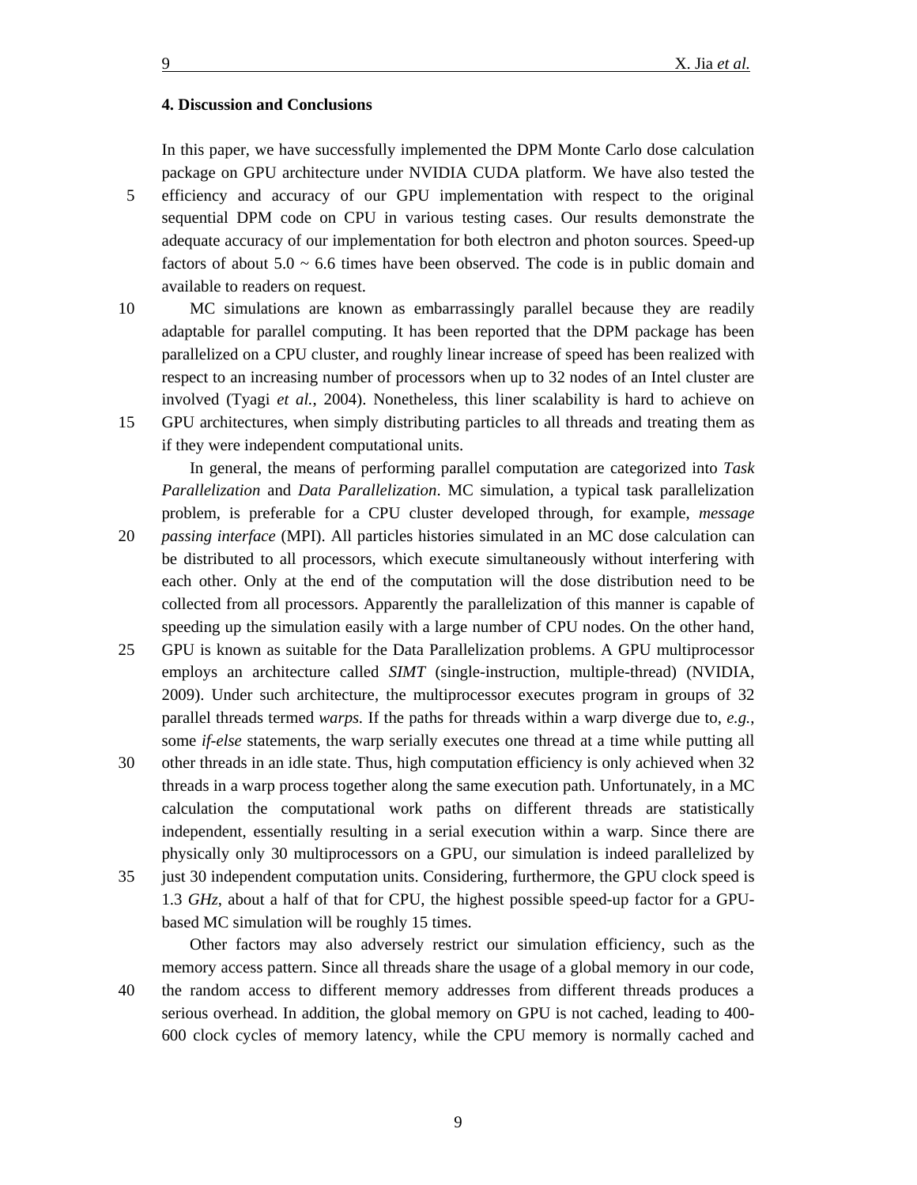### 4. Discussion and Conclusions

In this paper, we have successfully implemented the DPM Monte Carlo dose calculation package on GPU architecture under NVIDIA CUDA platform. We have also tested the efficiency and accuracy of our GPU implementation with respect to the original sequential DPM code on CPU in various testing cases. Our results demonstrate the adequate accuracy of our implementation for both electron and photon sources. Speed-up factors of about 5.0 ~ 6.6 times have been observed. The code is in public domain and available to readers on request.

MC simulations are known as embarrassingly parallel because they are readily adaptable for parallel computing. It has been reported that the DPM package has been parallelized on a CPU cluster, and roughly linear increase of speed has been realized with respect to an increasing number of processors when up to 32 nodes of an Intel cluster are involved (Tyagi *et al.*, 2004). Nonetheless, this liner scalability is hard to achieve on GPU architectures, when simply distributing particles to all threads and treating them as if they were independent computational units.

In general, the means of performing parallel computation are categorized into *Task Parallelization* and *Data Parallelization*. MC simulation, a typical task parallelization problem, is preferable for a CPU cluster developed through, for example, *message passing interface* (MPI). All particles histories simulated in an MC dose calculation can be distributed to all processors, which execute simultaneously without interfering with each other. Only at the end of the computation will the dose distribution need to be collected from all processors. Apparently the parallelization of this manner is capable of speeding up the simulation easily with a large number of CPU nodes. On the other hand, GPU is known as suitable for the Data Parallelization problems. A GPU multiprocessor employs an architecture called *SIMT* (single-instruction, multiple-thread) (NVIDIA, 2009). Under such architecture, the multiprocessor executes program in groups of 32 parallel threads termed *warps.* If the paths for threads within a warp diverge due to, *e.g.*, some *if-else* statements, the warp serially executes one thread at a time while putting all other threads in an idle state. Thus, high computation efficiency is only achieved when 32 threads in a warp process together along the same execution path. Unfortunately, in a MC calculation the computational work paths on different threads are statistically independent, essentially resulting in a serial execution within a warp. Since there are physically only 30 multiprocessors on a GPU, our simulation is indeed parallelized by just 30 independent computation units. Considering, furthermore, the GPU clock speed is 1.3 *GHz*, about a half of that for CPU, the highest possible speed-up factor for a GPU-based MC simulation will be roughly 15 times.

Other factors may also adversely restrict our simulation efficiency, such as the memory access pattern. Since all threads share the usage of a global memory in our code, the random access to different memory addresses from different threads produces a serious overhead. In addition, the global memory on GPU is not cached, leading to 400-600 clock cycles of memory latency, while the CPU memory is normally cached and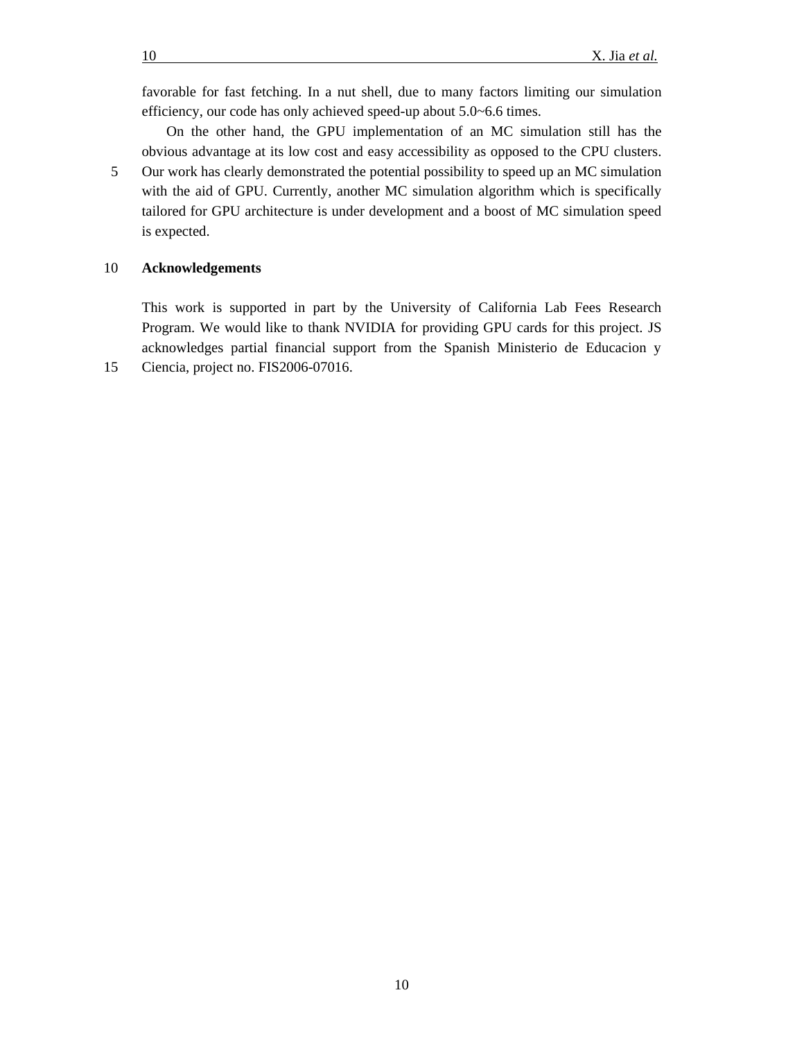favorable for fast fetching. In a nut shell, due to many factors limiting our simulation efficiency, our code has only achieved speed-up about 5.0~6.6 times.

On the other hand, the GPU implementation of an MC simulation still has the obvious advantage at its low cost and easy accessibility as opposed to the CPU clusters. Our work has clearly demonstrated the potential possibility to speed up an MC simulation with the aid of GPU. Currently, another MC simulation algorithm which is specifically tailored for GPU architecture is under development and a boost of MC simulation speed is expected.

## Acknowledgements

This work is supported in part by the University of California Lab Fees Research Program. We would like to thank NVIDIA for providing GPU cards for this project. JS acknowledges partial financial support from the Spanish Ministerio de Educacion y Ciencia, project no. FIS2006-07016.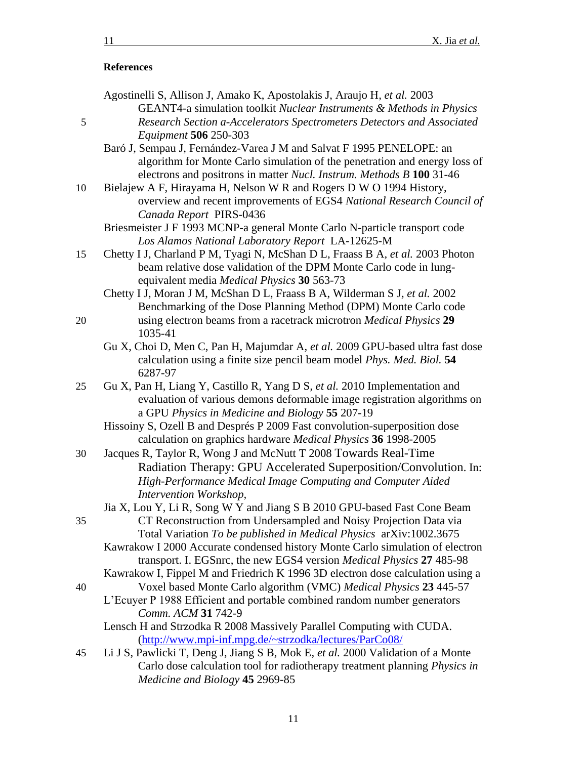**References**

Agostinelli S, Allison J, Amako K, Apostolakis J, Araujo H, *et al.* 2003 GEANT4-a simulation toolkit *Nuclear Instruments & Methods in Physics Research Section a-Accelerators Spectrometers Detectors and Associated Equipment* **506** 250-303

Baró J, Sempau J, Fernández-Varea J M and Salvat F 1995 PENELOPE: an algorithm for Monte Carlo simulation of the penetration and energy loss of electrons and positrons in matter *Nucl. Instrum. Methods B* **100** 31-46

Bielajew A F, Hirayama H, Nelson W R and Rogers D W O 1994 History, overview and recent improvements of EGS4 *National Research Council of Canada Report* PIRS-0436

Briesmeister J F 1993 MCNP-a general Monte Carlo N-particle transport code *Los Alamos National Laboratory Report* LA-12625-M

Chetty I J, Charland P M, Tyagi N, McShan D L, Fraass B A, *et al.* 2003 Photon beam relative dose validation of the DPM Monte Carlo code in lung-equivalent media *Medical Physics* **30** 563-73

Chetty I J, Moran J M, McShan D L, Fraass B A, Wilderman S J, *et al.* 2002 Benchmarking of the Dose Planning Method (DPM) Monte Carlo code using electron beams from a racetrack microtron *Medical Physics* **29** 1035-41

Gu X, Choi D, Men C, Pan H, Majumdar A, *et al.* 2009 GPU-based ultra fast dose calculation using a finite size pencil beam model *Phys. Med. Biol.* **54** 6287-97

Gu X, Pan H, Liang Y, Castillo R, Yang D S, *et al.* 2010 Implementation and evaluation of various demons deformable image registration algorithms on a GPU *Physics in Medicine and Biology* **55** 207-19

Hissoiny S, Ozell B and Després P 2009 Fast convolution-superposition dose calculation on graphics hardware *Medical Physics* **36** 1998-2005

Jacques R, Taylor R, Wong J and McNutt T 2008 Towards Real-Time Radiation Therapy: GPU Accelerated Superposition/Convolution. In: *High-Performance Medical Image Computing and Computer Aided Intervention Workshop,*

Jia X, Lou Y, Li R, Song W Y and Jiang S B 2010 GPU-based Fast Cone Beam CT Reconstruction from Undersampled and Noisy Projection Data via Total Variation *To be published in Medical Physics* arXiv:1002.3675

Kawrakow I 2000 Accurate condensed history Monte Carlo simulation of electron transport. I. EGSnrc, the new EGS4 version *Medical Physics* **27** 485-98

Kawrakow I, Fippel M and Friedrich K 1996 3D electron dose calculation using a Voxel based Monte Carlo algorithm (VMC) *Medical Physics* **23** 445-57

L'Ecuyer P 1988 Efficient and portable combined random number generators *Comm. ACM* **31** 742-9

Lensch H and Strzodka R 2008 Massively Parallel Computing with CUDA. (http://www.mpi-inf.mpg.de/~strzodka/lectures/ParCo08/

Li J S, Pawlicki T, Deng J, Jiang S B, Mok E, *et al.* 2000 Validation of a Monte Carlo dose calculation tool for radiotherapy treatment planning *Physics in Medicine and Biology* **45** 2969-85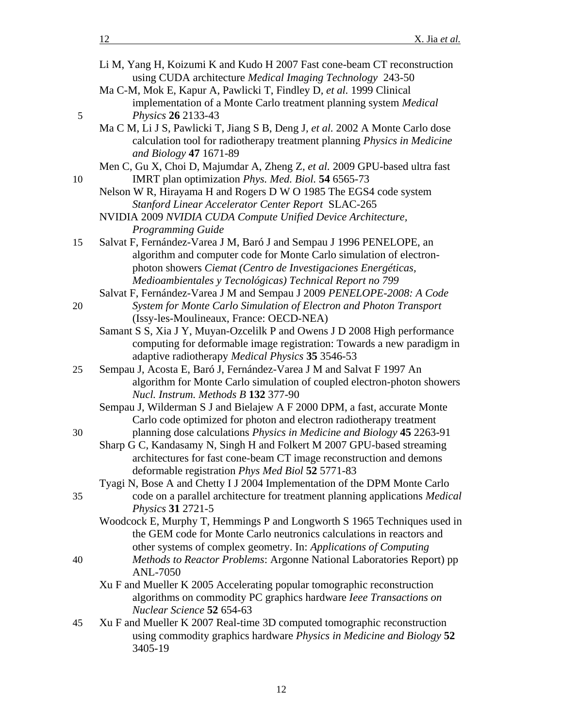Li M, Yang H, Koizumi K and Kudo H 2007 Fast cone-beam CT reconstruction using CUDA architecture *Medical Imaging Technology* 243-50

Ma C-M, Mok E, Kapur A, Pawlicki T, Findley D, *et al.* 1999 Clinical implementation of a Monte Carlo treatment planning system *Medical Physics* **26** 2133-43

Ma C M, Li J S, Pawlicki T, Jiang S B, Deng J, *et al.* 2002 A Monte Carlo dose calculation tool for radiotherapy treatment planning *Physics in Medicine and Biology* **47** 1671-89

Men C, Gu X, Choi D, Majumdar A, Zheng Z, *et al.* 2009 GPU-based ultra fast IMRT plan optimization *Phys. Med. Biol.* **54** 6565-73

Nelson W R, Hirayama H and Rogers D W O 1985 The EGS4 code system *Stanford Linear Accelerator Center Report* SLAC-265

NVIDIA 2009 *NVIDIA CUDA Compute Unified Device Architecture, Programming Guide*

Salvat F, Fernández-Varea J M, Baró J and Sempau J 1996 PENELOPE, an algorithm and computer code for Monte Carlo simulation of electron-photon showers *Ciemat (Centro de Investigaciones Energéticas, Medioambientales y Tecnológicas) Technical Report no 799*

Salvat F, Fernández-Varea J M and Sempau J 2009 *PENELOPE-2008: A Code System for Monte Carlo Simulation of Electron and Photon Transport* (Issy-les-Moulineaux, France: OECD-NEA)

Samant S S, Xia J Y, Muyan-Ozcelilk P and Owens J D 2008 High performance computing for deformable image registration: Towards a new paradigm in adaptive radiotherapy *Medical Physics* **35** 3546-53

Sempau J, Acosta E, Baró J, Fernández-Varea J M and Salvat F 1997 An algorithm for Monte Carlo simulation of coupled electron-photon showers *Nucl. Instrum. Methods B* **132** 377-90

Sempau J, Wilderman S J and Bielajew A F 2000 DPM, a fast, accurate Monte Carlo code optimized for photon and electron radiotherapy treatment planning dose calculations *Physics in Medicine and Biology* **45** 2263-91

Sharp G C, Kandasamy N, Singh H and Folkert M 2007 GPU-based streaming architectures for fast cone-beam CT image reconstruction and demons deformable registration *Phys Med Biol* **52** 5771-83

Tyagi N, Bose A and Chetty I J 2004 Implementation of the DPM Monte Carlo code on a parallel architecture for treatment planning applications *Medical Physics* **31** 2721-5

Woodcock E, Murphy T, Hemmings P and Longworth S 1965 Techniques used in the GEM code for Monte Carlo neutronics calculations in reactors and other systems of complex geometry. In: *Applications of Computing Methods to Reactor Problems*: Argonne National Laboratories Report) pp ANL-7050

Xu F and Mueller K 2005 Accelerating popular tomographic reconstruction algorithms on commodity PC graphics hardware *Ieee Transactions on Nuclear Science* **52** 654-63

Xu F and Mueller K 2007 Real-time 3D computed tomographic reconstruction using commodity graphics hardware *Physics in Medicine and Biology* **52** 3405-19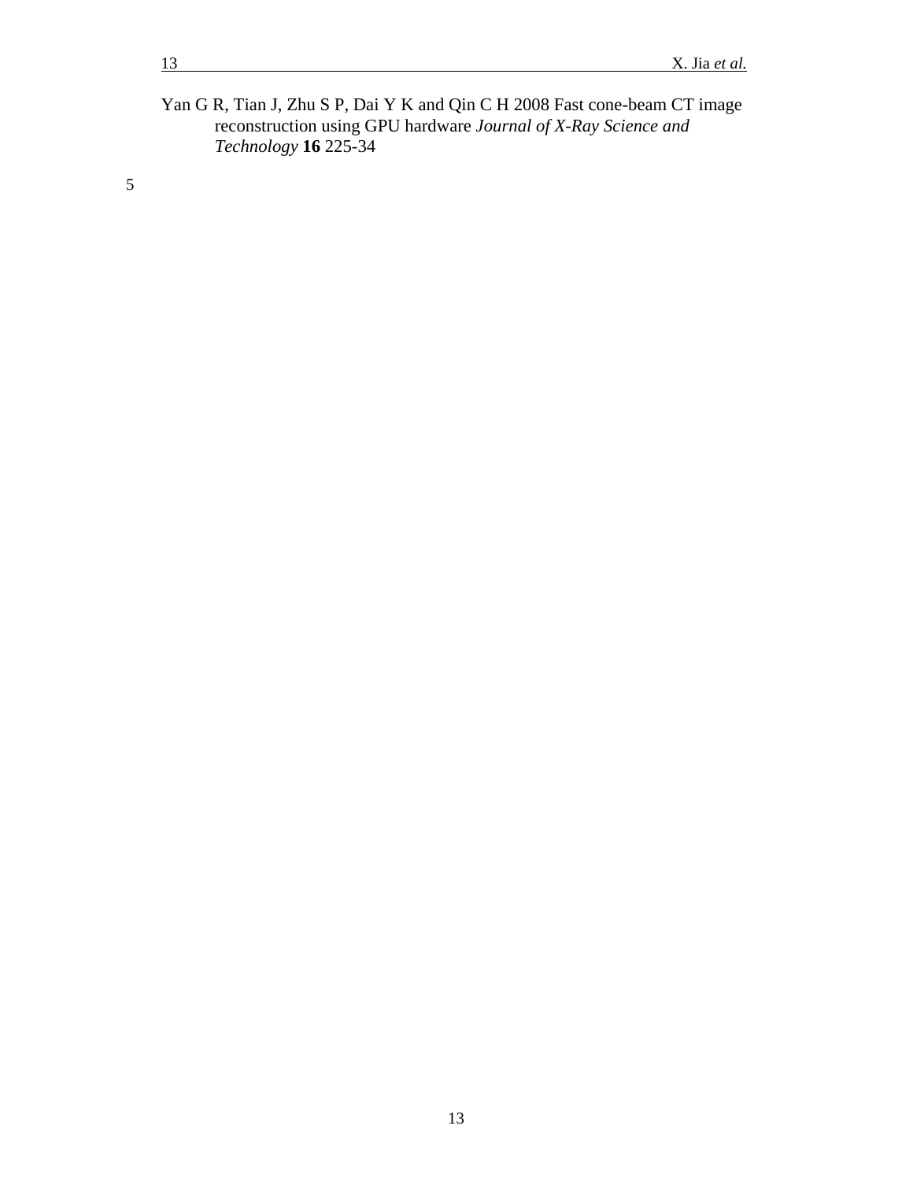Yan G R, Tian J, Zhu S P, Dai Y K and Qin C H 2008 Fast cone-beam CT image reconstruction using GPU hardware *Journal of X-Ray Science and Technology* **16** 225-34

5